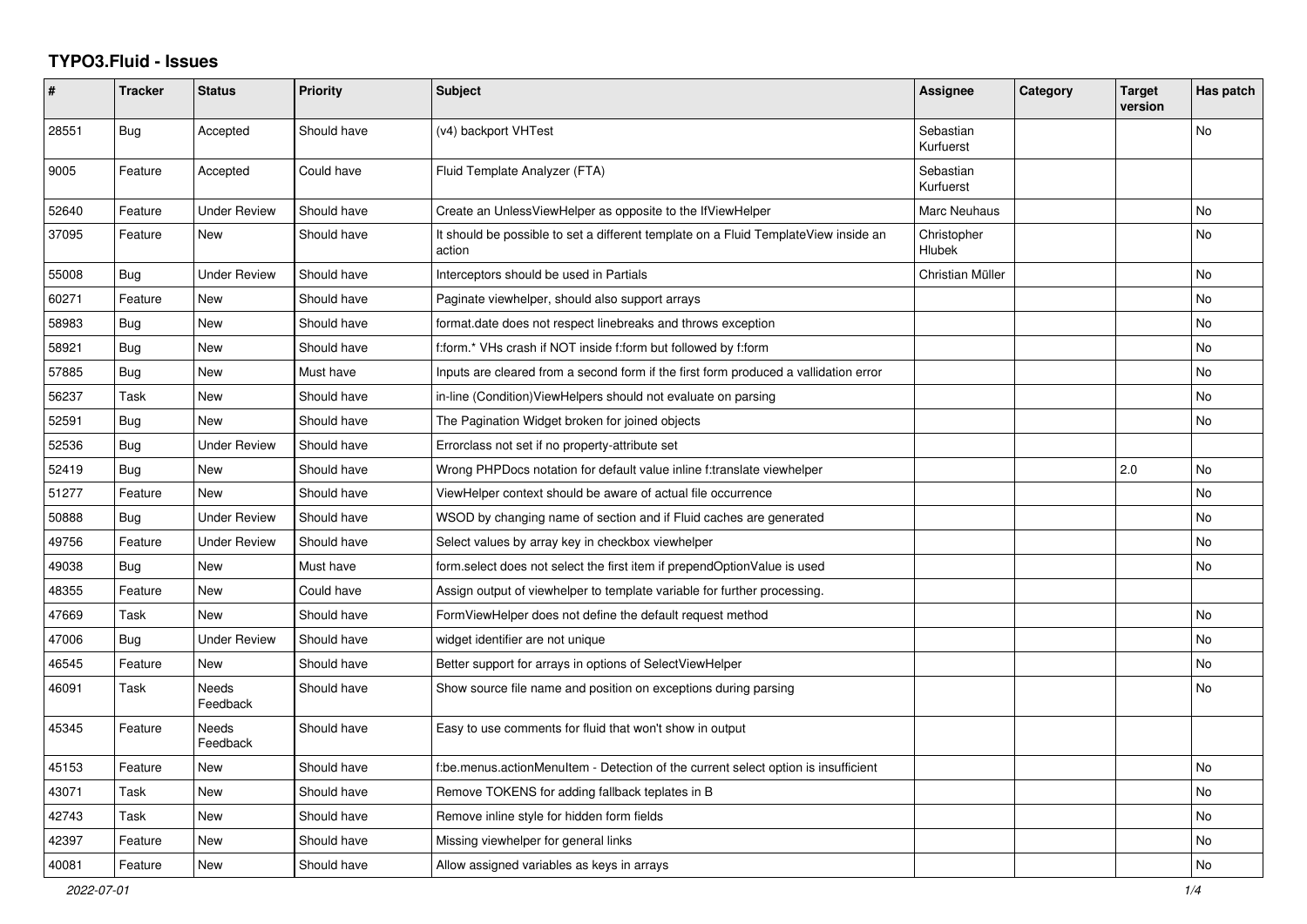# TYPO3.Fluid - Issues

| # | Tracker | Status | Priority | Subject | Assignee | Category | Target version | Has patch |
|---|---|---|---|---|---|---|---|---|
| 28551 | Bug | Accepted | Should have | (v4) backport VHTest | Sebastian Kurfuerst | | | No |
| 9005 | Feature | Accepted | Could have | Fluid Template Analyzer (FTA) | Sebastian Kurfuerst | | | |
| 52640 | Feature | Under Review | Should have | Create an UnlessViewHelper as opposite to the IfViewHelper | Marc Neuhaus | | | No |
| 37095 | Feature | New | Should have | It should be possible to set a different template on a Fluid TemplateView inside an action | Christopher Hlubek | | | No |
| 55008 | Bug | Under Review | Should have | Interceptors should be used in Partials | Christian Müller | | | No |
| 60271 | Feature | New | Should have | Paginate viewhelper, should also support arrays | | | | No |
| 58983 | Bug | New | Should have | format.date does not respect linebreaks and throws exception | | | | No |
| 58921 | Bug | New | Should have | f:form.* VHs crash if NOT inside f:form but followed by f:form | | | | No |
| 57885 | Bug | New | Must have | Inputs are cleared from a second form if the first form produced a vallidation error | | | | No |
| 56237 | Task | New | Should have | in-line (Condition)ViewHelpers should not evaluate on parsing | | | | No |
| 52591 | Bug | New | Should have | The Pagination Widget broken for joined objects | | | | No |
| 52536 | Bug | Under Review | Should have | Errorclass not set if no property-attribute set | | | | |
| 52419 | Bug | New | Should have | Wrong PHPDocs notation for default value inline f:translate viewhelper | | | 2.0 | No |
| 51277 | Feature | New | Should have | ViewHelper context should be aware of actual file occurrence | | | | No |
| 50888 | Bug | Under Review | Should have | WSOD by changing name of section and if Fluid caches are generated | | | | No |
| 49756 | Feature | Under Review | Should have | Select values by array key in checkbox viewhelper | | | | No |
| 49038 | Bug | New | Must have | form.select does not select the first item if prependOptionValue is used | | | | No |
| 48355 | Feature | New | Could have | Assign output of viewhelper to template variable for further processing. | | | | |
| 47669 | Task | New | Should have | FormViewHelper does not define the default request method | | | | No |
| 47006 | Bug | Under Review | Should have | widget identifier are not unique | | | | No |
| 46545 | Feature | New | Should have | Better support for arrays in options of SelectViewHelper | | | | No |
| 46091 | Task | Needs Feedback | Should have | Show source file name and position on exceptions during parsing | | | | No |
| 45345 | Feature | Needs Feedback | Should have | Easy to use comments for fluid that won't show in output | | | | |
| 45153 | Feature | New | Should have | f:be.menus.actionMenuItem - Detection of the current select option is insufficient | | | | No |
| 43071 | Task | New | Should have | Remove TOKENS for adding fallback teplates in B | | | | No |
| 42743 | Task | New | Should have | Remove inline style for hidden form fields | | | | No |
| 42397 | Feature | New | Should have | Missing viewhelper for general links | | | | No |
| 40081 | Feature | New | Should have | Allow assigned variables as keys in arrays | | | | No |

2022-07-01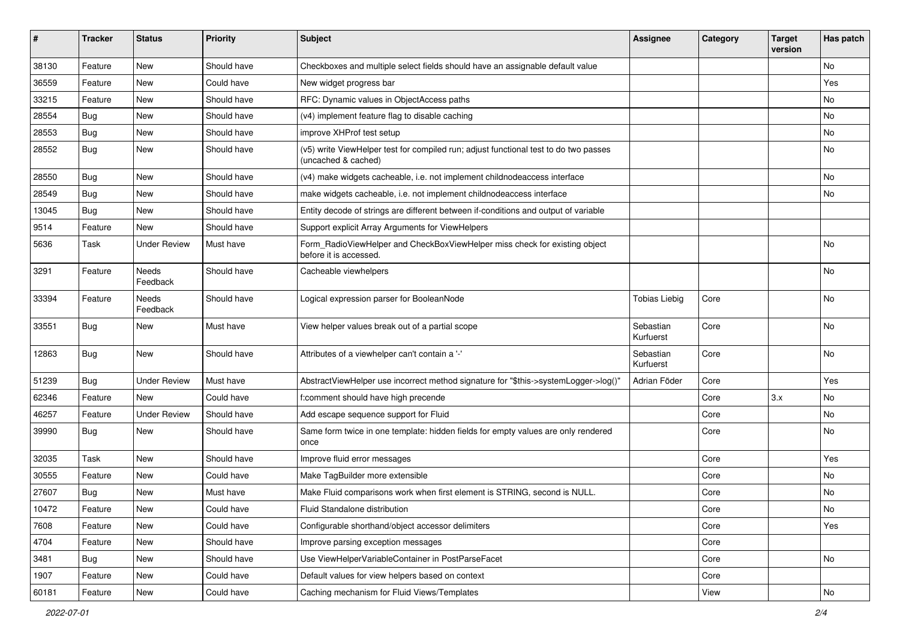| # | Tracker | Status | Priority | Subject | Assignee | Category | Target version | Has patch |
|---|---|---|---|---|---|---|---|---|
| 38130 | Feature | New | Should have | Checkboxes and multiple select fields should have an assignable default value | | | | No |
| 36559 | Feature | New | Could have | New widget progress bar | | | | Yes |
| 33215 | Feature | New | Should have | RFC: Dynamic values in ObjectAccess paths | | | | No |
| 28554 | Bug | New | Should have | (v4) implement feature flag to disable caching | | | | No |
| 28553 | Bug | New | Should have | improve XHProf test setup | | | | No |
| 28552 | Bug | New | Should have | (v5) write ViewHelper test for compiled run; adjust functional test to do two passes (uncached & cached) | | | | No |
| 28550 | Bug | New | Should have | (v4) make widgets cacheable, i.e. not implement childnodeaccess interface | | | | No |
| 28549 | Bug | New | Should have | make widgets cacheable, i.e. not implement childnodeaccess interface | | | | No |
| 13045 | Bug | New | Should have | Entity decode of strings are different between if-conditions and output of variable | | | | |
| 9514 | Feature | New | Should have | Support explicit Array Arguments for ViewHelpers | | | | |
| 5636 | Task | Under Review | Must have | Form_RadioViewHelper and CheckBoxViewHelper miss check for existing object before it is accessed. | | | | No |
| 3291 | Feature | Needs Feedback | Should have | Cacheable viewhelpers | | | | No |
| 33394 | Feature | Needs Feedback | Should have | Logical expression parser for BooleanNode | Tobias Liebig | Core | | No |
| 33551 | Bug | New | Must have | View helper values break out of a partial scope | Sebastian Kurfuerst | Core | | No |
| 12863 | Bug | New | Should have | Attributes of a viewhelper can't contain a '-' | Sebastian Kurfuerst | Core | | No |
| 51239 | Bug | Under Review | Must have | AbstractViewHelper use incorrect method signature for "$this->systemLogger->log()" | Adrian Föder | Core | | Yes |
| 62346 | Feature | New | Could have | f:comment should have high precende | | Core | 3.x | No |
| 46257 | Feature | Under Review | Should have | Add escape sequence support for Fluid | | Core | | No |
| 39990 | Bug | New | Should have | Same form twice in one template: hidden fields for empty values are only rendered once | | Core | | No |
| 32035 | Task | New | Should have | Improve fluid error messages | | Core | | Yes |
| 30555 | Feature | New | Could have | Make TagBuilder more extensible | | Core | | No |
| 27607 | Bug | New | Must have | Make Fluid comparisons work when first element is STRING, second is NULL. | | Core | | No |
| 10472 | Feature | New | Could have | Fluid Standalone distribution | | Core | | No |
| 7608 | Feature | New | Could have | Configurable shorthand/object accessor delimiters | | Core | | Yes |
| 4704 | Feature | New | Should have | Improve parsing exception messages | | Core | | |
| 3481 | Bug | New | Should have | Use ViewHelperVariableContainer in PostParseFacet | | Core | | No |
| 1907 | Feature | New | Could have | Default values for view helpers based on context | | Core | | |
| 60181 | Feature | New | Could have | Caching mechanism for Fluid Views/Templates | | View | | No |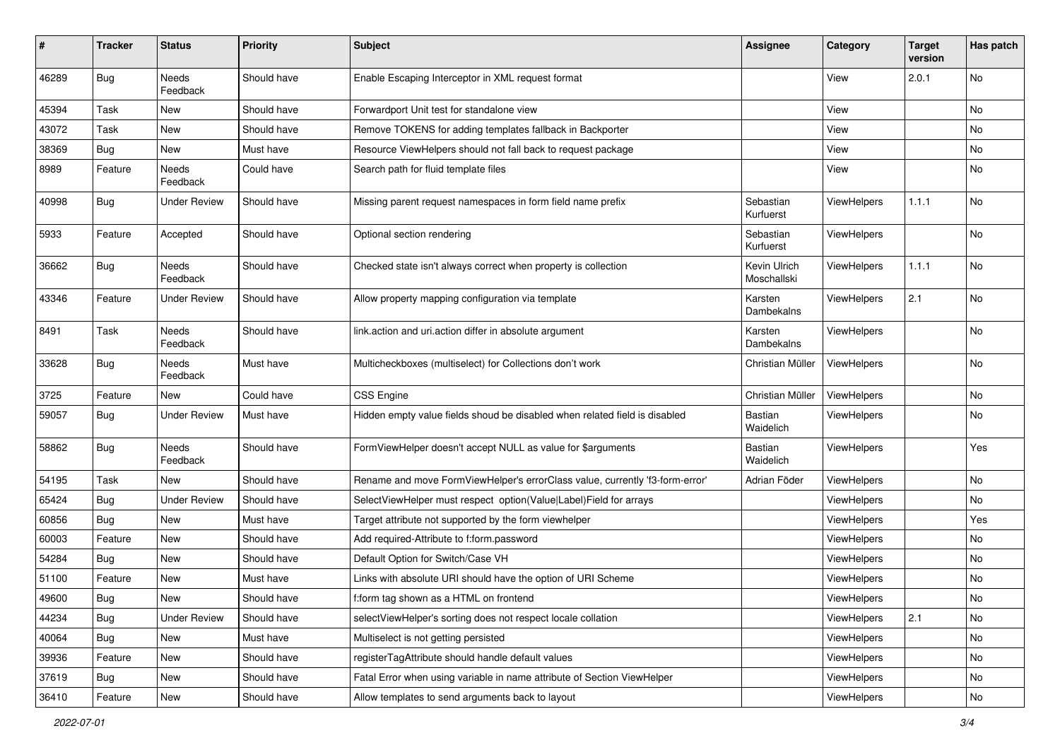| # | Tracker | Status | Priority | Subject | Assignee | Category | Target version | Has patch |
|---|---|---|---|---|---|---|---|---|
| 46289 | Bug | Needs Feedback | Should have | Enable Escaping Interceptor in XML request format | | View | 2.0.1 | No |
| 45394 | Task | New | Should have | Forwardport Unit test for standalone view | | View | | No |
| 43072 | Task | New | Should have | Remove TOKENS for adding templates fallback in Backporter | | View | | No |
| 38369 | Bug | New | Must have | Resource ViewHelpers should not fall back to request package | | View | | No |
| 8989 | Feature | Needs Feedback | Could have | Search path for fluid template files | | View | | No |
| 40998 | Bug | Under Review | Should have | Missing parent request namespaces in form field name prefix | Sebastian Kurfuerst | ViewHelpers | 1.1.1 | No |
| 5933 | Feature | Accepted | Should have | Optional section rendering | Sebastian Kurfuerst | ViewHelpers | | No |
| 36662 | Bug | Needs Feedback | Should have | Checked state isn't always correct when property is collection | Kevin Ulrich Moschallski | ViewHelpers | 1.1.1 | No |
| 43346 | Feature | Under Review | Should have | Allow property mapping configuration via template | Karsten Dambekalns | ViewHelpers | 2.1 | No |
| 8491 | Task | Needs Feedback | Should have | link.action and uri.action differ in absolute argument | Karsten Dambekalns | ViewHelpers | | No |
| 33628 | Bug | Needs Feedback | Must have | Multicheckboxes (multiselect) for Collections don't work | Christian Müller | ViewHelpers | | No |
| 3725 | Feature | New | Could have | CSS Engine | Christian Müller | ViewHelpers | | No |
| 59057 | Bug | Under Review | Must have | Hidden empty value fields shoud be disabled when related field is disabled | Bastian Waidelich | ViewHelpers | | No |
| 58862 | Bug | Needs Feedback | Should have | FormViewHelper doesn't accept NULL as value for $arguments | Bastian Waidelich | ViewHelpers | | Yes |
| 54195 | Task | New | Should have | Rename and move FormViewHelper's errorClass value, currently 'f3-form-error' | Adrian Föder | ViewHelpers | | No |
| 65424 | Bug | Under Review | Should have | SelectViewHelper must respect option(Value\|Label)Field for arrays | | ViewHelpers | | No |
| 60856 | Bug | New | Must have | Target attribute not supported by the form viewhelper | | ViewHelpers | | Yes |
| 60003 | Feature | New | Should have | Add required-Attribute to f:form.password | | ViewHelpers | | No |
| 54284 | Bug | New | Should have | Default Option for Switch/Case VH | | ViewHelpers | | No |
| 51100 | Feature | New | Must have | Links with absolute URI should have the option of URI Scheme | | ViewHelpers | | No |
| 49600 | Bug | New | Should have | f:form tag shown as a HTML on frontend | | ViewHelpers | | No |
| 44234 | Bug | Under Review | Should have | selectViewHelper's sorting does not respect locale collation | | ViewHelpers | 2.1 | No |
| 40064 | Bug | New | Must have | Multiselect is not getting persisted | | ViewHelpers | | No |
| 39936 | Feature | New | Should have | registerTagAttribute should handle default values | | ViewHelpers | | No |
| 37619 | Bug | New | Should have | Fatal Error when using variable in name attribute of Section ViewHelper | | ViewHelpers | | No |
| 36410 | Feature | New | Should have | Allow templates to send arguments back to layout | | ViewHelpers | | No |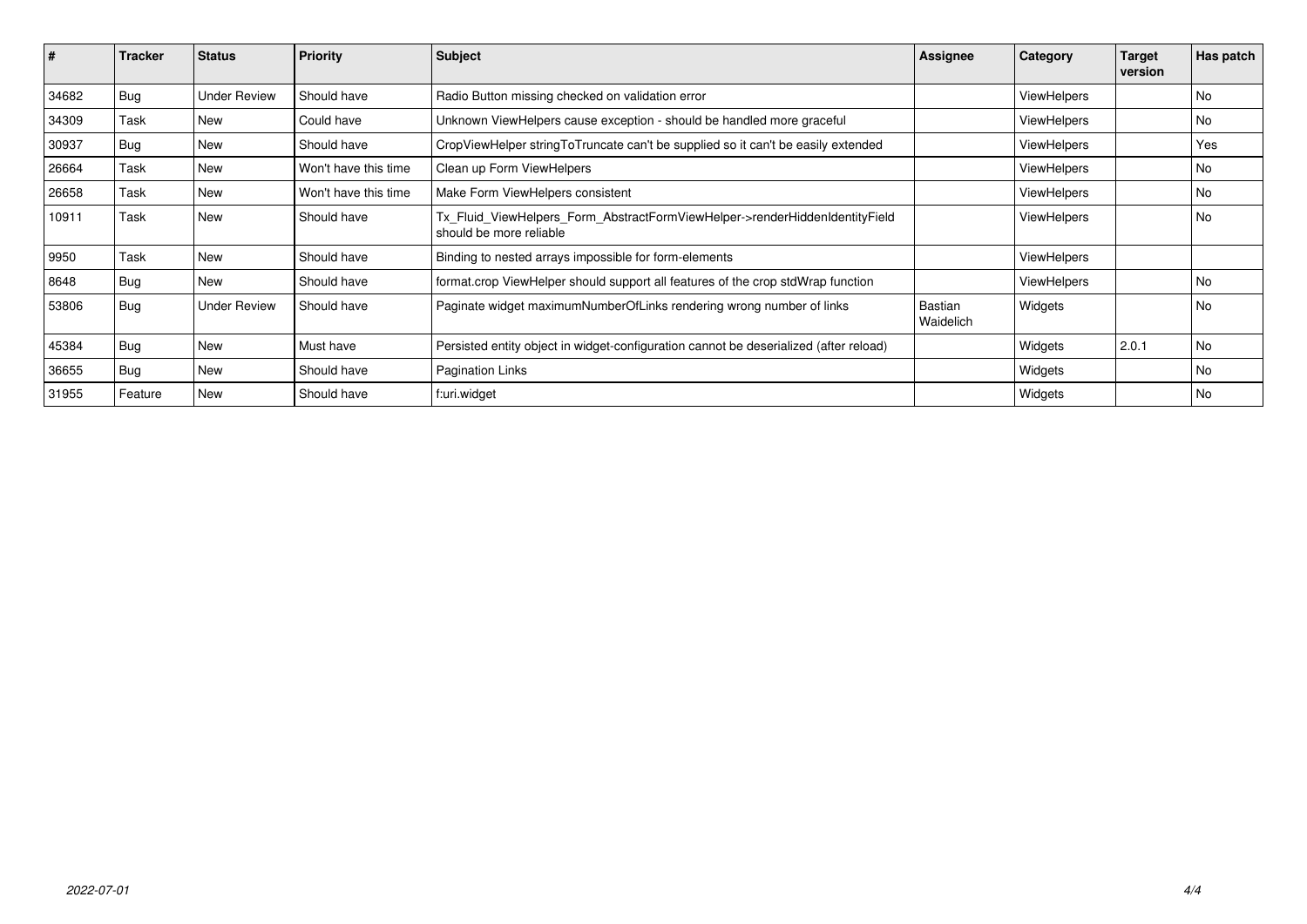| # | Tracker | Status | Priority | Subject | Assignee | Category | Target version | Has patch |
|---|---|---|---|---|---|---|---|---|
| 34682 | Bug | Under Review | Should have | Radio Button missing checked on validation error | | ViewHelpers | | No |
| 34309 | Task | New | Could have | Unknown ViewHelpers cause exception - should be handled more graceful | | ViewHelpers | | No |
| 30937 | Bug | New | Should have | CropViewHelper stringToTruncate can't be supplied so it can't be easily extended | | ViewHelpers | | Yes |
| 26664 | Task | New | Won't have this time | Clean up Form ViewHelpers | | ViewHelpers | | No |
| 26658 | Task | New | Won't have this time | Make Form ViewHelpers consistent | | ViewHelpers | | No |
| 10911 | Task | New | Should have | Tx_Fluid_ViewHelpers_Form_AbstractFormViewHelper->renderHiddenIdentityField should be more reliable | | ViewHelpers | | No |
| 9950 | Task | New | Should have | Binding to nested arrays impossible for form-elements | | ViewHelpers | | |
| 8648 | Bug | New | Should have | format.crop ViewHelper should support all features of the crop stdWrap function | | ViewHelpers | | No |
| 53806 | Bug | Under Review | Should have | Paginate widget maximumNumberOfLinks rendering wrong number of links | Bastian Waidelich | Widgets | | No |
| 45384 | Bug | New | Must have | Persisted entity object in widget-configuration cannot be deserialized (after reload) | | Widgets | 2.0.1 | No |
| 36655 | Bug | New | Should have | Pagination Links | | Widgets | | No |
| 31955 | Feature | New | Should have | f:uri.widget | | Widgets | | No |